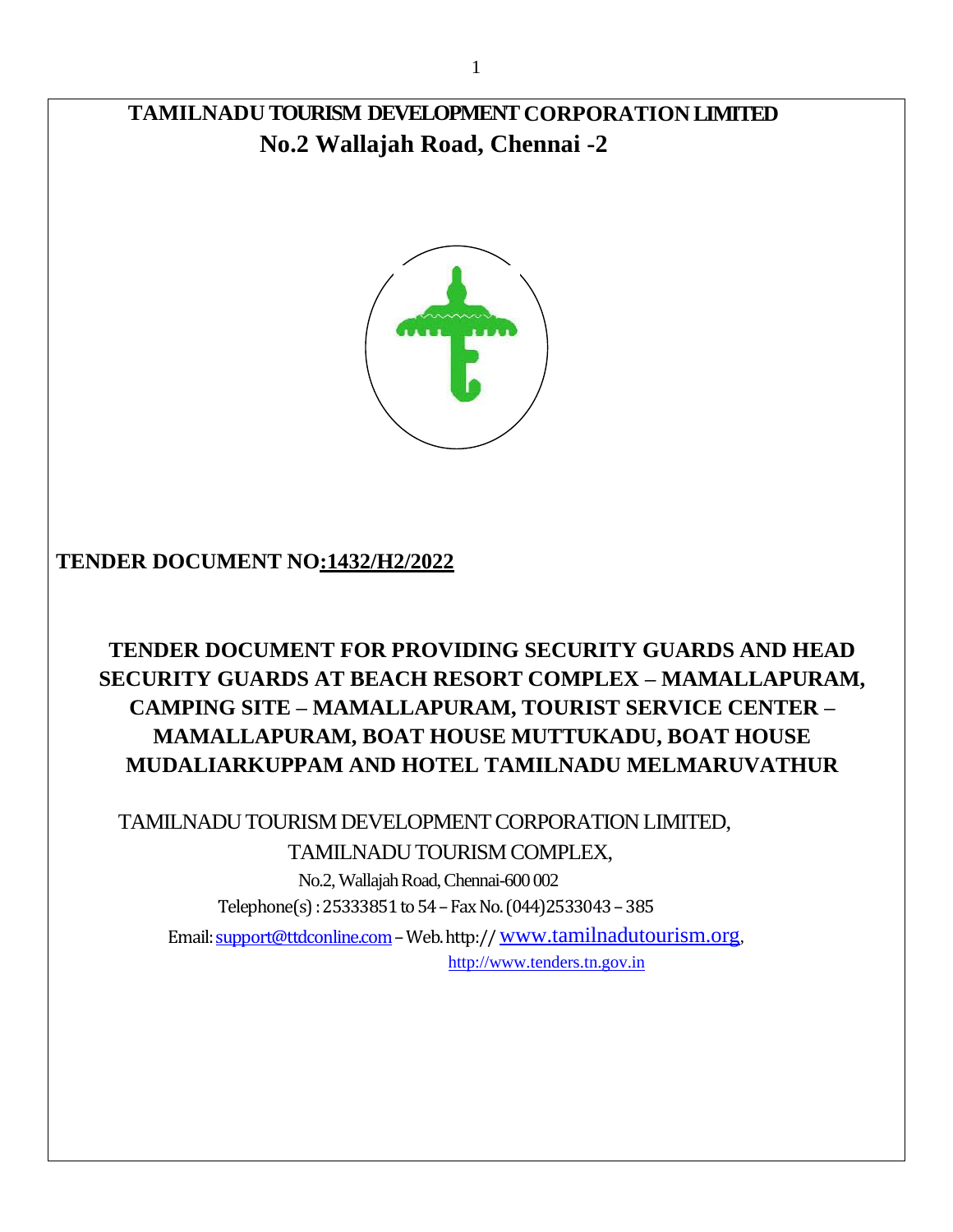# TAMILNADU TOURISM DEVELOPMENT CORPORATION LIMITED

## No.2 Wallajah Road, Chennai -2

**TENDER DOCUMENT NO:1432/H2/2022**

**TENDER DOCUMENT FOR PROVIDING SECURITY GUARDS AND HEAD SECURITY GUARDS AT BEACH RESORT COMPLEX – MAMALLAPURAM, CAMPING SITE – MAMALLAPURAM, TOURIST SERVICE CENTER – MAMALLAPURAM, BOAT HOUSE MUTTUKADU, BOAT HOUSE MUDALIARKUPPAM AND HOTEL TAMILNADU MELMARUVATHUR**

TAMILNADU TOURISM DEVELOPMENT CORPORATION LIMITED,
TAMILNADU TOURISM COMPLEX,
No.2, Wallajah Road, Chennai-600 002
Telephone(s) : 25333851 to 54 – Fax No. (044)2533043 – 385
Email: support@ttdconline.com – Web. http:// www.tamilnadutourism.org,
http://www.tenders.tn.gov.in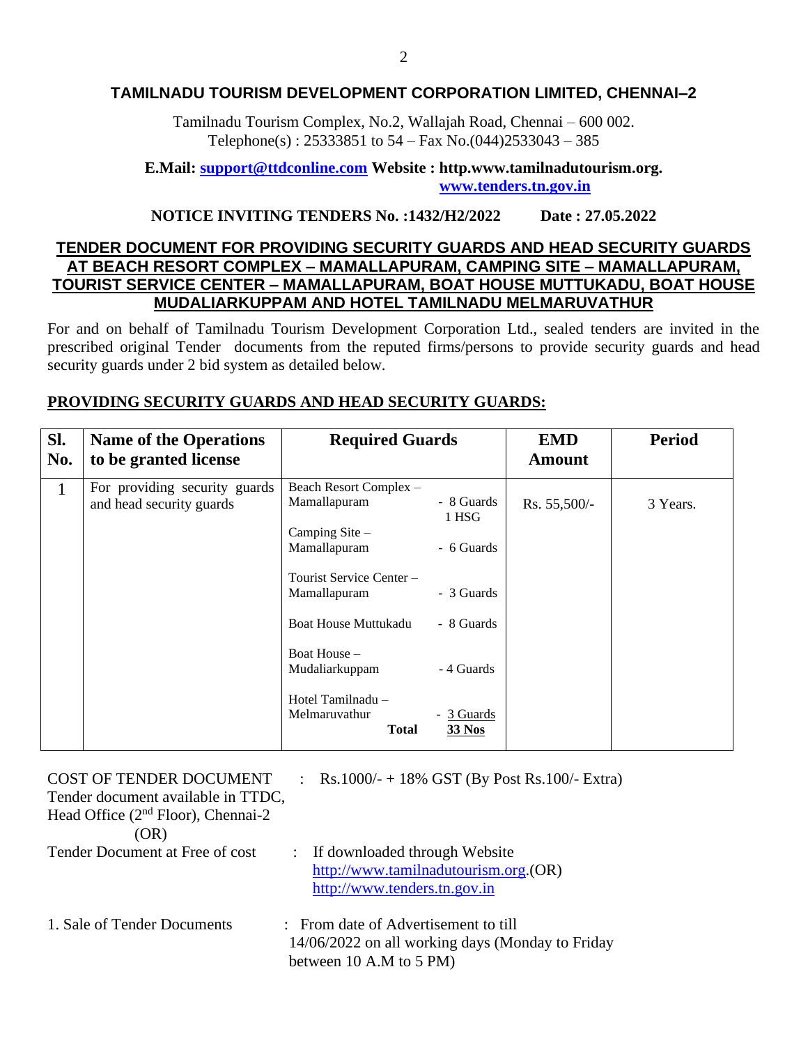## TAMILNADU TOURISM DEVELOPMENT CORPORATION LIMITED, CHENNAI–2

Tamilnadu Tourism Complex, No.2, Wallajah Road, Chennai – 600 002.
Telephone(s) : 25333851 to 54 – Fax No.(044)2533043 – 385

**E.Mail: support@ttdconline.com Website : http.www.tamilnadutourism.org.**
**www.tenders.tn.gov.in**

**NOTICE INVITING TENDERS No. :1432/H2/2022 Date : 27.05.2022**

### TENDER DOCUMENT FOR PROVIDING SECURITY GUARDS AND HEAD SECURITY GUARDS AT BEACH RESORT COMPLEX – MAMALLAPURAM, CAMPING SITE – MAMALLAPURAM, TOURIST SERVICE CENTER – MAMALLAPURAM, BOAT HOUSE MUTTUKADU, BOAT HOUSE MUDALIARKUPPAM AND HOTEL TAMILNADU MELMARUVATHUR

For and on behalf of Tamilnadu Tourism Development Corporation Ltd., sealed tenders are invited in the prescribed original Tender documents from the reputed firms/persons to provide security guards and head security guards under 2 bid system as detailed below.

**PROVIDING SECURITY GUARDS AND HEAD SECURITY GUARDS:**

| Sl. No. | Name of the Operations to be granted license | Required Guards | | EMD Amount | Period |
|---|---|---|---|---|---|
| 1 | For providing security guards and head security guards | Beach Resort Complex – Mamallapuram | - 8 Guards 1 HSG | Rs. 55,500/- | 3 Years. |
| | | Camping Site – Mamallapuram | - 6 Guards | | |
| | | Tourist Service Center – Mamallapuram | - 3 Guards | | |
| | | Boat House Muttukadu | - 8 Guards | | |
| | | Boat House – Mudaliarkuppam | - 4 Guards | | |
| | | Hotel Tamilnadu – Melmaruvathur | - 3 Guards | | |
| | | **Total** | **33 Nos** | | |

COST OF TENDER DOCUMENT : Rs.1000/- + 18% GST (By Post Rs.100/- Extra)
Tender document available in TTDC, Head Office (2nd Floor), Chennai-2

(OR)

Tender Document at Free of cost : If downloaded through Website http://www.tamilnadutourism.org.(OR) http://www.tenders.tn.gov.in

1. Sale of Tender Documents : From date of Advertisement to till 14/06/2022 on all working days (Monday to Friday between 10 A.M to 5 PM)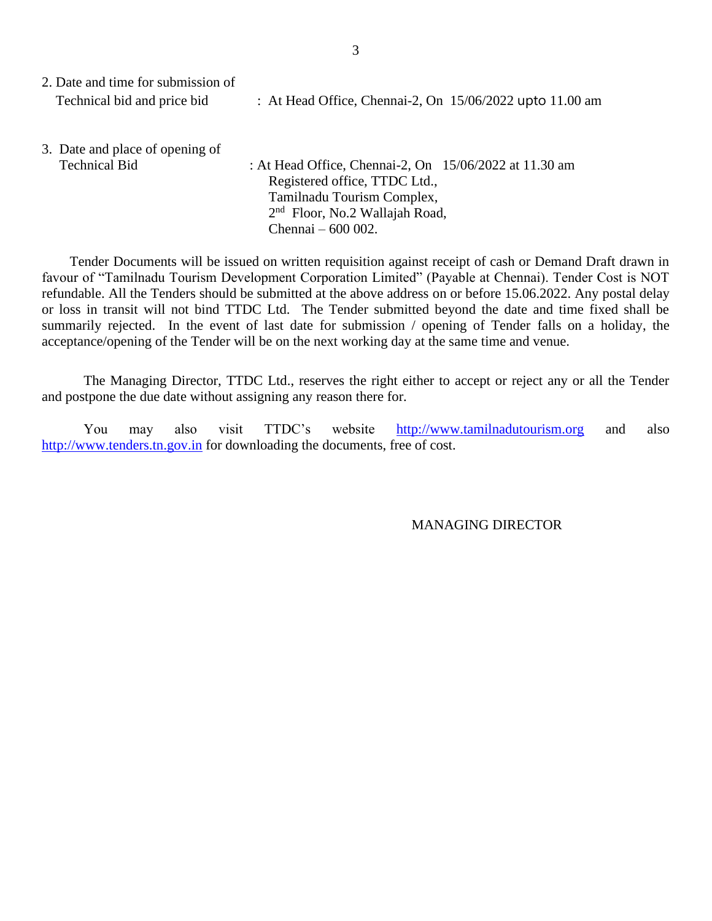2. Date and time for submission of Technical bid and price bid : At Head Office, Chennai-2, On 15/06/2022 upto 11.00 am

3. Date and place of opening of Technical Bid : At Head Office, Chennai-2, On 15/06/2022 at 11.30 am
   Registered office, TTDC Ltd.,
   Tamilnadu Tourism Complex,
   2nd Floor, No.2 Wallajah Road,
   Chennai – 600 002.

Tender Documents will be issued on written requisition against receipt of cash or Demand Draft drawn in favour of "Tamilnadu Tourism Development Corporation Limited" (Payable at Chennai). Tender Cost is NOT refundable. All the Tenders should be submitted at the above address on or before 15.06.2022. Any postal delay or loss in transit will not bind TTDC Ltd. The Tender submitted beyond the date and time fixed shall be summarily rejected. In the event of last date for submission / opening of Tender falls on a holiday, the acceptance/opening of the Tender will be on the next working day at the same time and venue.

The Managing Director, TTDC Ltd., reserves the right either to accept or reject any or all the Tender and postpone the due date without assigning any reason there for.

You may also visit TTDC's website http://www.tamilnadutourism.org and also http://www.tenders.tn.gov.in for downloading the documents, free of cost.

MANAGING DIRECTOR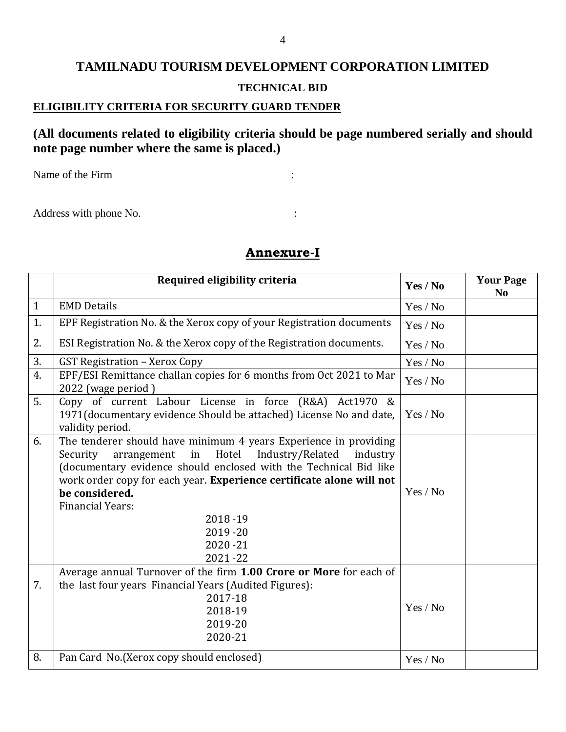# TAMILNADU TOURISM DEVELOPMENT CORPORATION LIMITED

### TECHNICAL BID

**ELIGIBILITY CRITERIA FOR SECURITY GUARD TENDER**

**(All documents related to eligibility criteria should be page numbered serially and should note page number where the same is placed.)**

Name of the Firm :

Address with phone No. :

## Annexure-I

| | Required eligibility criteria | Yes / No | Your Page No |
|---|---|---|---|
| 1 | EMD Details | Yes / No | |
| 1. | EPF Registration No. & the Xerox copy of your Registration documents | Yes / No | |
| 2. | ESI Registration No. & the Xerox copy of the Registration documents. | Yes / No | |
| 3. | GST Registration – Xerox Copy | Yes / No | |
| 4. | EPF/ESI Remittance challan copies for 6 months from Oct 2021 to Mar 2022 (wage period ) | Yes / No | |
| 5. | Copy of current Labour License in force (R&A) Act1970 & 1971(documentary evidence Should be attached) License No and date, validity period. | Yes / No | |
| 6. | The tenderer should have minimum 4 years Experience in providing Security arrangement in Hotel Industry/Related industry (documentary evidence should enclosed with the Technical Bid like work order copy for each year. **Experience certificate alone will not be considered.**<br>Financial Years:<br>2018 -19<br>2019 -20<br>2020 -21<br>2021 -22 | Yes / No | |
| 7. | Average annual Turnover of the firm **1.00 Crore or More** for each of the last four years Financial Years (Audited Figures):<br>2017-18<br>2018-19<br>2019-20<br>2020-21 | Yes / No | |
| 8. | Pan Card No.(Xerox copy should enclosed) | Yes / No | |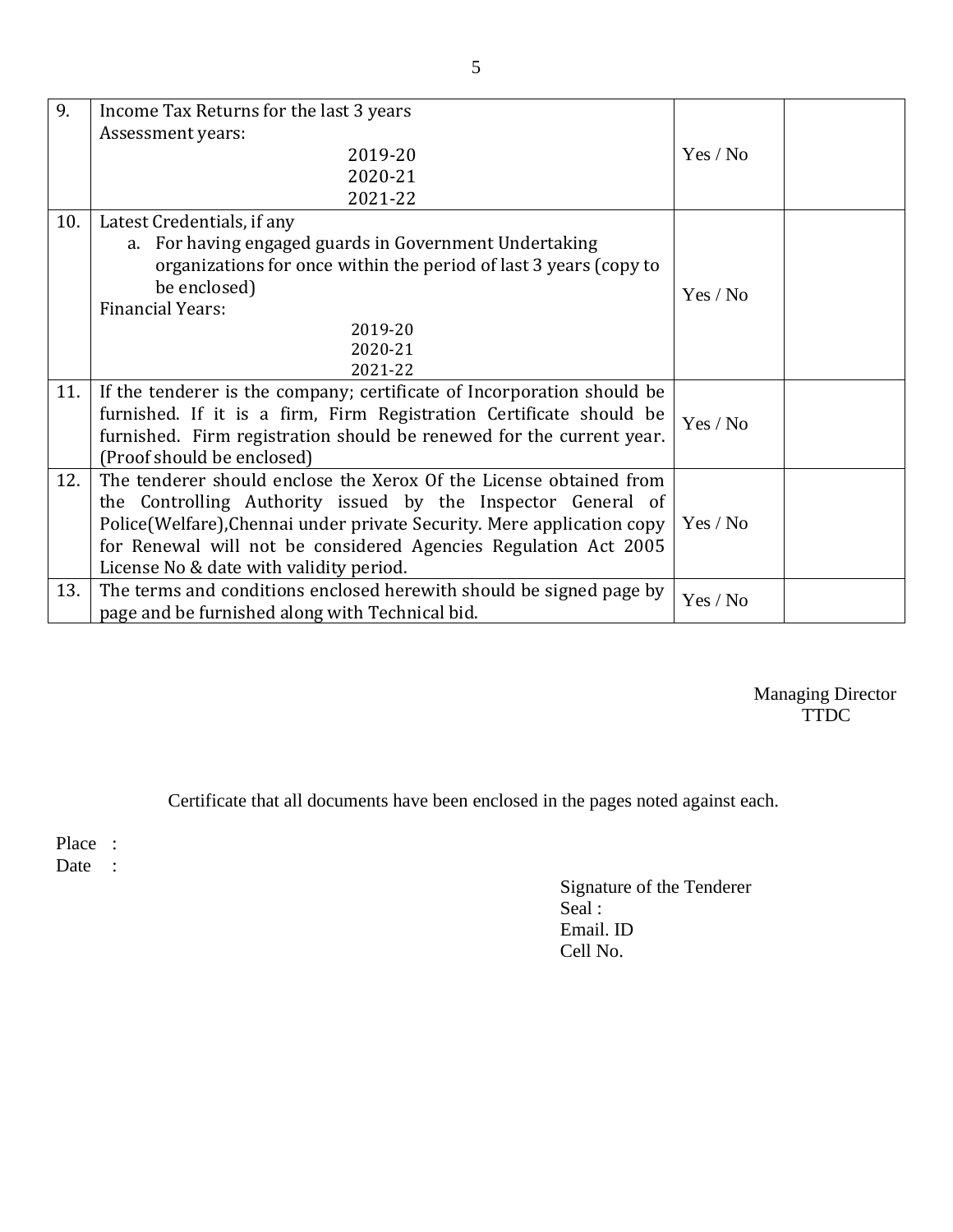| | | | |
|---|---|---|---|
| 9. | Income Tax Returns for the last 3 years<br>Assessment years:<br>2019-20<br>2020-21<br>2021-22 | Yes / No | |
| 10. | Latest Credentials, if any<br>a. For having engaged guards in Government Undertaking organizations for once within the period of last 3 years (copy to be enclosed)<br>Financial Years:<br>2019-20<br>2020-21<br>2021-22 | Yes / No | |
| 11. | If the tenderer is the company; certificate of Incorporation should be furnished. If it is a firm, Firm Registration Certificate should be furnished. Firm registration should be renewed for the current year. (Proof should be enclosed) | Yes / No | |
| 12. | The tenderer should enclose the Xerox Of the License obtained from the Controlling Authority issued by the Inspector General of Police(Welfare),Chennai under private Security. Mere application copy for Renewal will not be considered Agencies Regulation Act 2005 License No & date with validity period. | Yes / No | |
| 13. | The terms and conditions enclosed herewith should be signed page by page and be furnished along with Technical bid. | Yes / No | |

Managing Director
TTDC

Certificate that all documents have been enclosed in the pages noted against each.

Place :
Date :

Signature of the Tenderer
Seal :
Email. ID
Cell No.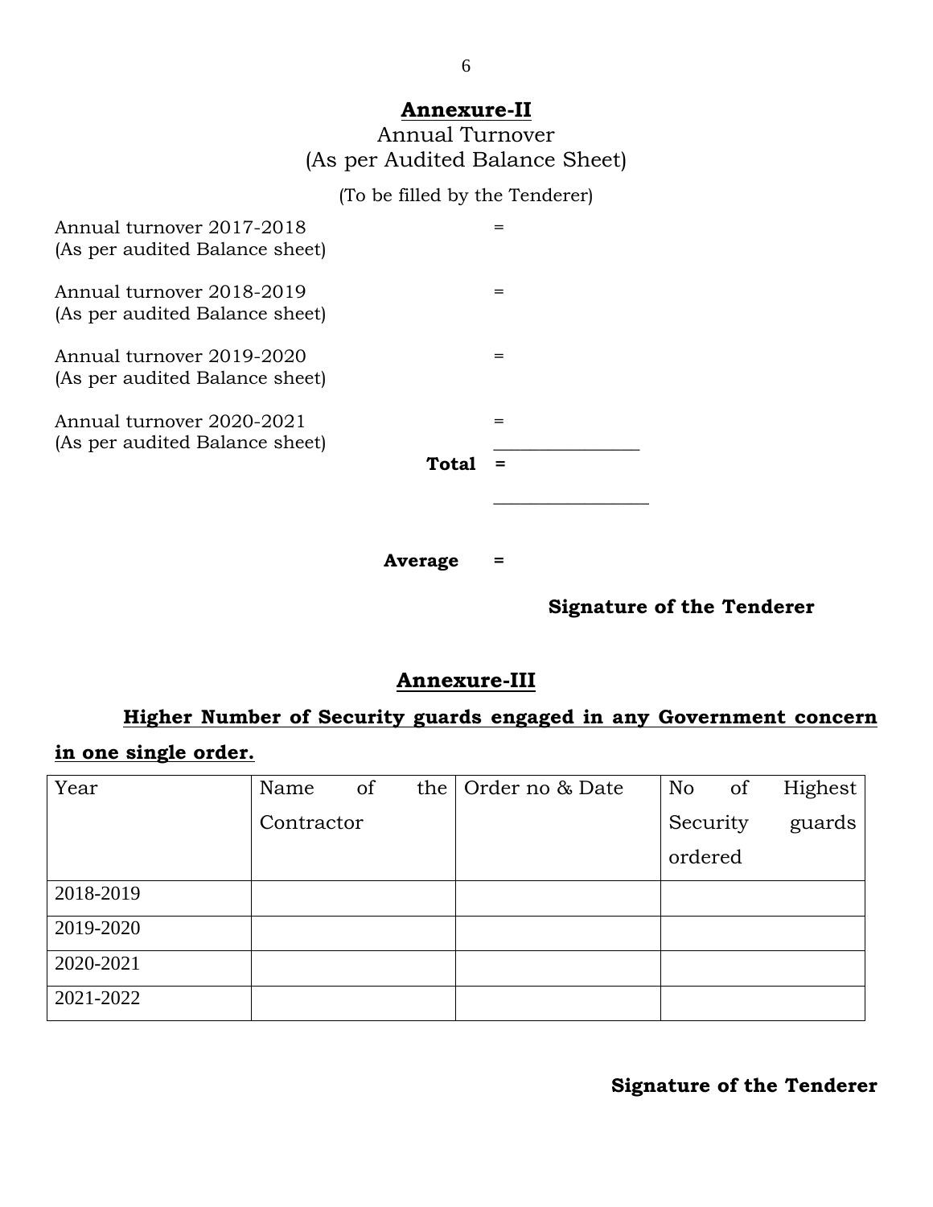## Annexure-II

Annual Turnover
(As per Audited Balance Sheet)

(To be filled by the Tenderer)

Annual turnover 2017-2018 =
(As per audited Balance sheet)

Annual turnover 2018-2019 =
(As per audited Balance sheet)

Annual turnover 2019-2020 =
(As per audited Balance sheet)

Annual turnover 2020-2021 =
(As per audited Balance sheet)

**Total =**

**Average =**

**Signature of the Tenderer**

## Annexure-III

**Higher Number of Security guards engaged in any Government concern in one single order.**

| Year | Name of the Contractor | Order no & Date | No of Highest Security guards ordered |
|---|---|---|---|
| 2018-2019 | | | |
| 2019-2020 | | | |
| 2020-2021 | | | |
| 2021-2022 | | | |

**Signature of the Tenderer**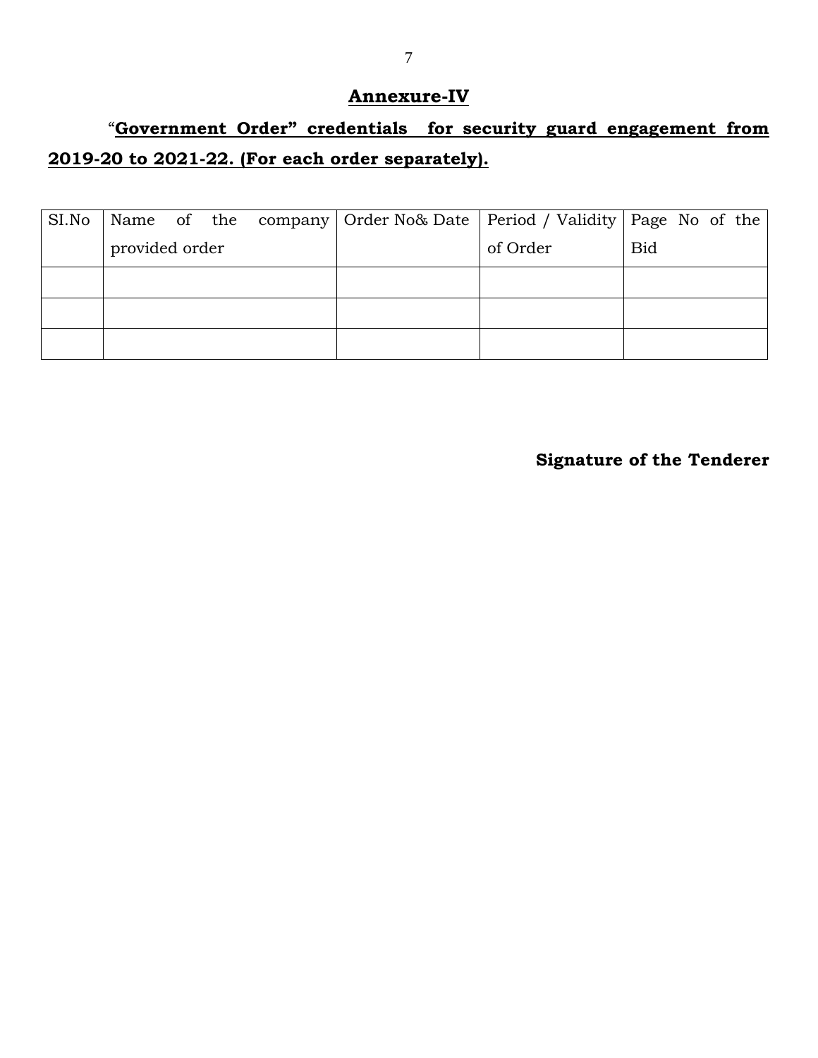## Annexure-IV

**"Government Order" credentials for security guard engagement from 2019-20 to 2021-22. (For each order separately).**

| SI.No | Name of the company provided order | Order No& Date | Period / Validity of Order | Page No of the Bid |
|---|---|---|---|---|
| | | | | |
| | | | | |
| | | | | |

**Signature of the Tenderer**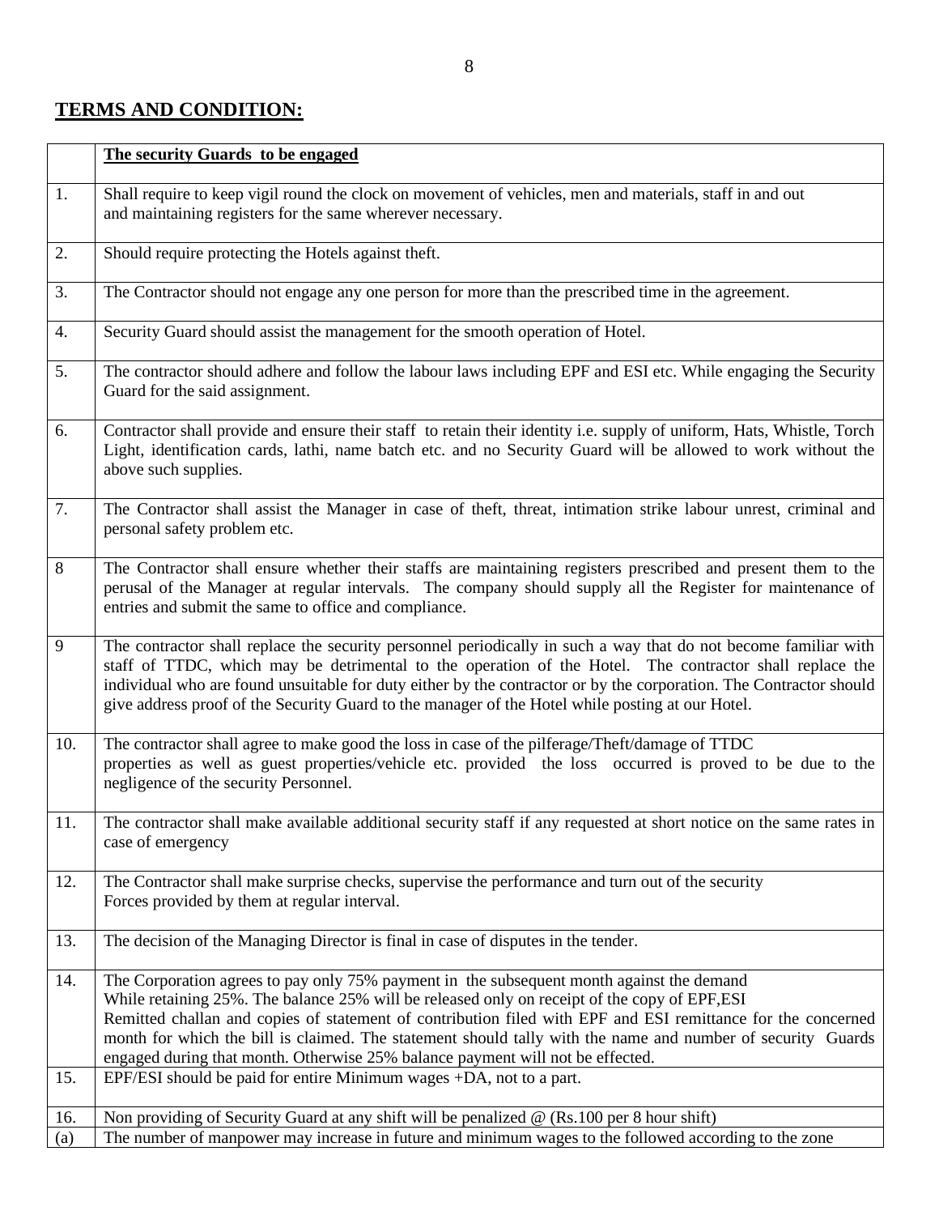## TERMS AND CONDITION:

| | **The security Guards to be engaged** |
|---|---|
| 1. | Shall require to keep vigil round the clock on movement of vehicles, men and materials, staff in and out and maintaining registers for the same wherever necessary. |
| 2. | Should require protecting the Hotels against theft. |
| 3. | The Contractor should not engage any one person for more than the prescribed time in the agreement. |
| 4. | Security Guard should assist the management for the smooth operation of Hotel. |
| 5. | The contractor should adhere and follow the labour laws including EPF and ESI etc. While engaging the Security Guard for the said assignment. |
| 6. | Contractor shall provide and ensure their staff to retain their identity i.e. supply of uniform, Hats, Whistle, Torch Light, identification cards, lathi, name batch etc. and no Security Guard will be allowed to work without the above such supplies. |
| 7. | The Contractor shall assist the Manager in case of theft, threat, intimation strike labour unrest, criminal and personal safety problem etc. |
| 8 | The Contractor shall ensure whether their staffs are maintaining registers prescribed and present them to the perusal of the Manager at regular intervals. The company should supply all the Register for maintenance of entries and submit the same to office and compliance. |
| 9 | The contractor shall replace the security personnel periodically in such a way that do not become familiar with staff of TTDC, which may be detrimental to the operation of the Hotel. The contractor shall replace the individual who are found unsuitable for duty either by the contractor or by the corporation. The Contractor should give address proof of the Security Guard to the manager of the Hotel while posting at our Hotel. |
| 10. | The contractor shall agree to make good the loss in case of the pilferage/Theft/damage of TTDC properties as well as guest properties/vehicle etc. provided the loss occurred is proved to be due to the negligence of the security Personnel. |
| 11. | The contractor shall make available additional security staff if any requested at short notice on the same rates in case of emergency |
| 12. | The Contractor shall make surprise checks, supervise the performance and turn out of the security Forces provided by them at regular interval. |
| 13. | The decision of the Managing Director is final in case of disputes in the tender. |
| 14. | The Corporation agrees to pay only 75% payment in the subsequent month against the demand While retaining 25%. The balance 25% will be released only on receipt of the copy of EPF,ESI Remitted challan and copies of statement of contribution filed with EPF and ESI remittance for the concerned month for which the bill is claimed. The statement should tally with the name and number of security Guards engaged during that month. Otherwise 25% balance payment will not be effected. |
| 15. | EPF/ESI should be paid for entire Minimum wages +DA, not to a part. |
| 16. | Non providing of Security Guard at any shift will be penalized @ (Rs.100 per 8 hour shift) |
| (a) | The number of manpower may increase in future and minimum wages to the followed according to the zone |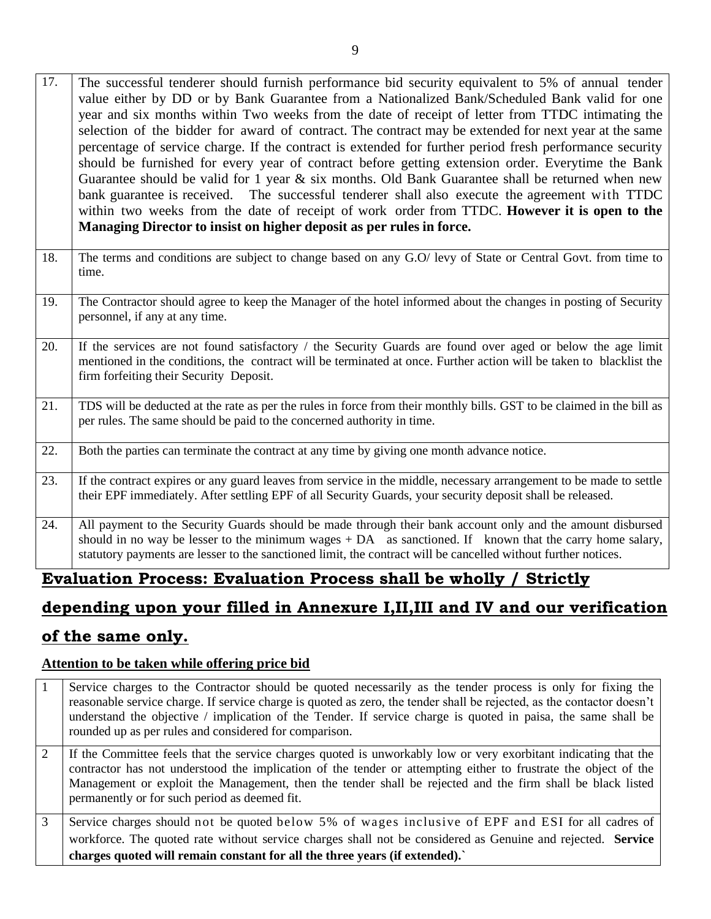| | |
|---|---|
| 17. | The successful tenderer should furnish performance bid security equivalent to 5% of annual tender value either by DD or by Bank Guarantee from a Nationalized Bank/Scheduled Bank valid for one year and six months within Two weeks from the date of receipt of letter from TTDC intimating the selection of the bidder for award of contract. The contract may be extended for next year at the same percentage of service charge. If the contract is extended for further period fresh performance security should be furnished for every year of contract before getting extension order. Everytime the Bank Guarantee should be valid for 1 year & six months. Old Bank Guarantee shall be returned when new bank guarantee is received. The successful tenderer shall also execute the agreement with TTDC within two weeks from the date of receipt of work order from TTDC. **However it is open to the Managing Director to insist on higher deposit as per rules in force.** |
| 18. | The terms and conditions are subject to change based on any G.O/ levy of State or Central Govt. from time to time. |
| 19. | The Contractor should agree to keep the Manager of the hotel informed about the changes in posting of Security personnel, if any at any time. |
| 20. | If the services are not found satisfactory / the Security Guards are found over aged or below the age limit mentioned in the conditions, the contract will be terminated at once. Further action will be taken to blacklist the firm forfeiting their Security Deposit. |
| 21. | TDS will be deducted at the rate as per the rules in force from their monthly bills. GST to be claimed in the bill as per rules. The same should be paid to the concerned authority in time. |
| 22. | Both the parties can terminate the contract at any time by giving one month advance notice. |
| 23. | If the contract expires or any guard leaves from service in the middle, necessary arrangement to be made to settle their EPF immediately. After settling EPF of all Security Guards, your security deposit shall be released. |
| 24. | All payment to the Security Guards should be made through their bank account only and the amount disbursed should in no way be lesser to the minimum wages + DA as sanctioned. If known that the carry home salary, statutory payments are lesser to the sanctioned limit, the contract will be cancelled without further notices. |

## Evaluation Process: Evaluation Process shall be wholly / Strictly depending upon your filled in Annexure I,II,III and IV and our verification of the same only.

**Attention to be taken while offering price bid**

| | |
|---|---|
| 1 | Service charges to the Contractor should be quoted necessarily as the tender process is only for fixing the reasonable service charge. If service charge is quoted as zero, the tender shall be rejected, as the contactor doesn't understand the objective / implication of the Tender. If service charge is quoted in paisa, the same shall be rounded up as per rules and considered for comparison. |
| 2 | If the Committee feels that the service charges quoted is unworkably low or very exorbitant indicating that the contractor has not understood the implication of the tender or attempting either to frustrate the object of the Management or exploit the Management, then the tender shall be rejected and the firm shall be black listed permanently or for such period as deemed fit. |
| 3 | Service charges should not be quoted below 5% of wages inclusive of EPF and ESI for all cadres of workforce. The quoted rate without service charges shall not be considered as Genuine and rejected. **Service charges quoted will remain constant for all the three years (if extended).`** |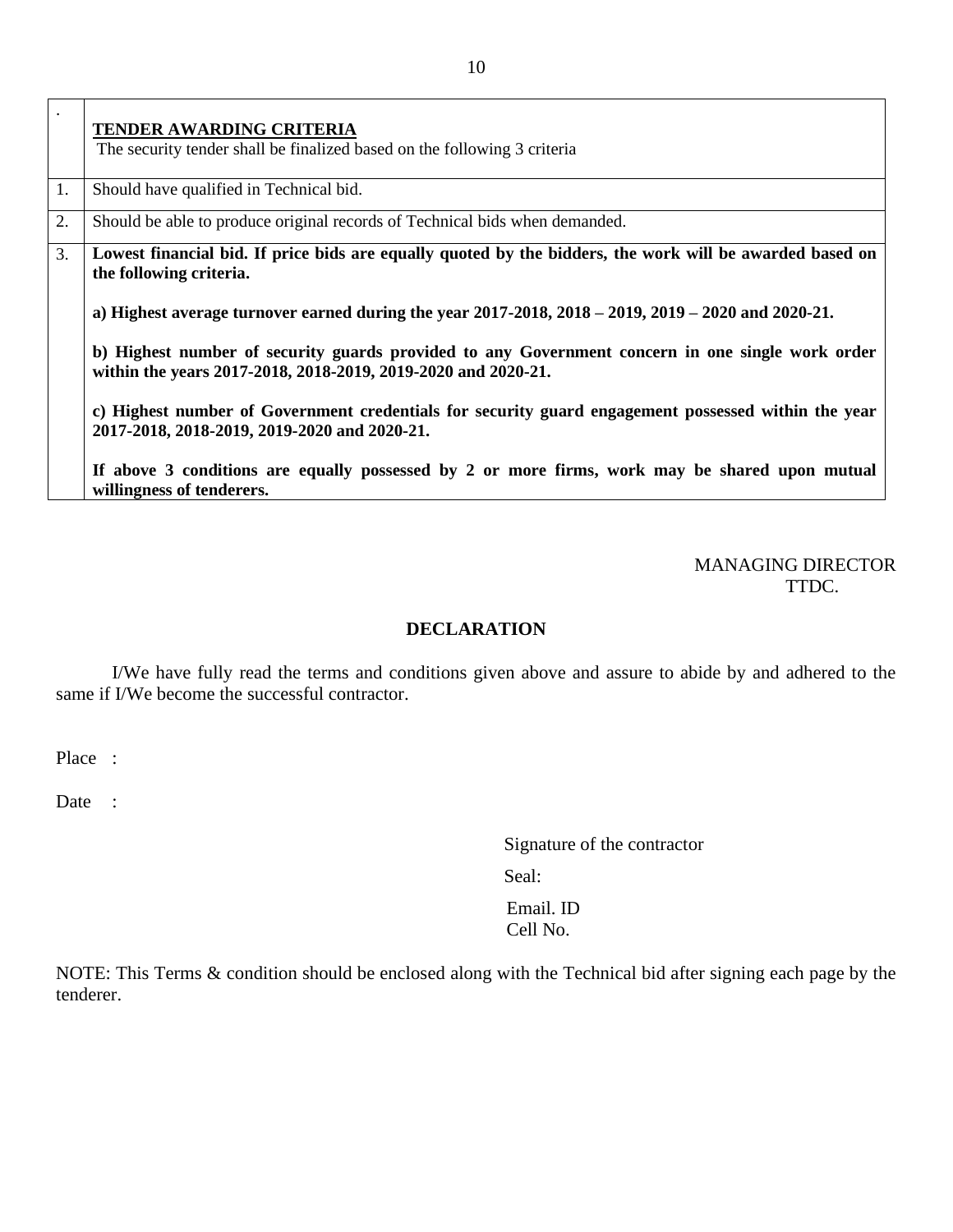| . | **TENDER AWARDING CRITERIA**<br>The security tender shall be finalized based on the following 3 criteria |
|---|---|
| 1. | Should have qualified in Technical bid. |
| 2. | Should be able to produce original records of Technical bids when demanded. |
| 3. | **Lowest financial bid. If price bids are equally quoted by the bidders, the work will be awarded based on the following criteria.**<br><br>**a) Highest average turnover earned during the year 2017-2018, 2018 – 2019, 2019 – 2020 and 2020-21.**<br><br>**b) Highest number of security guards provided to any Government concern in one single work order within the years 2017-2018, 2018-2019, 2019-2020 and 2020-21.**<br><br>**c) Highest number of Government credentials for security guard engagement possessed within the year 2017-2018, 2018-2019, 2019-2020 and 2020-21.**<br><br>**If above 3 conditions are equally possessed by 2 or more firms, work may be shared upon mutual willingness of tenderers.** |

MANAGING DIRECTOR
TTDC.

## DECLARATION

I/We have fully read the terms and conditions given above and assure to abide by and adhered to the same if I/We become the successful contractor.

Place :

Date :

Signature of the contractor

Seal:

Email. ID
Cell No.

NOTE: This Terms & condition should be enclosed along with the Technical bid after signing each page by the tenderer.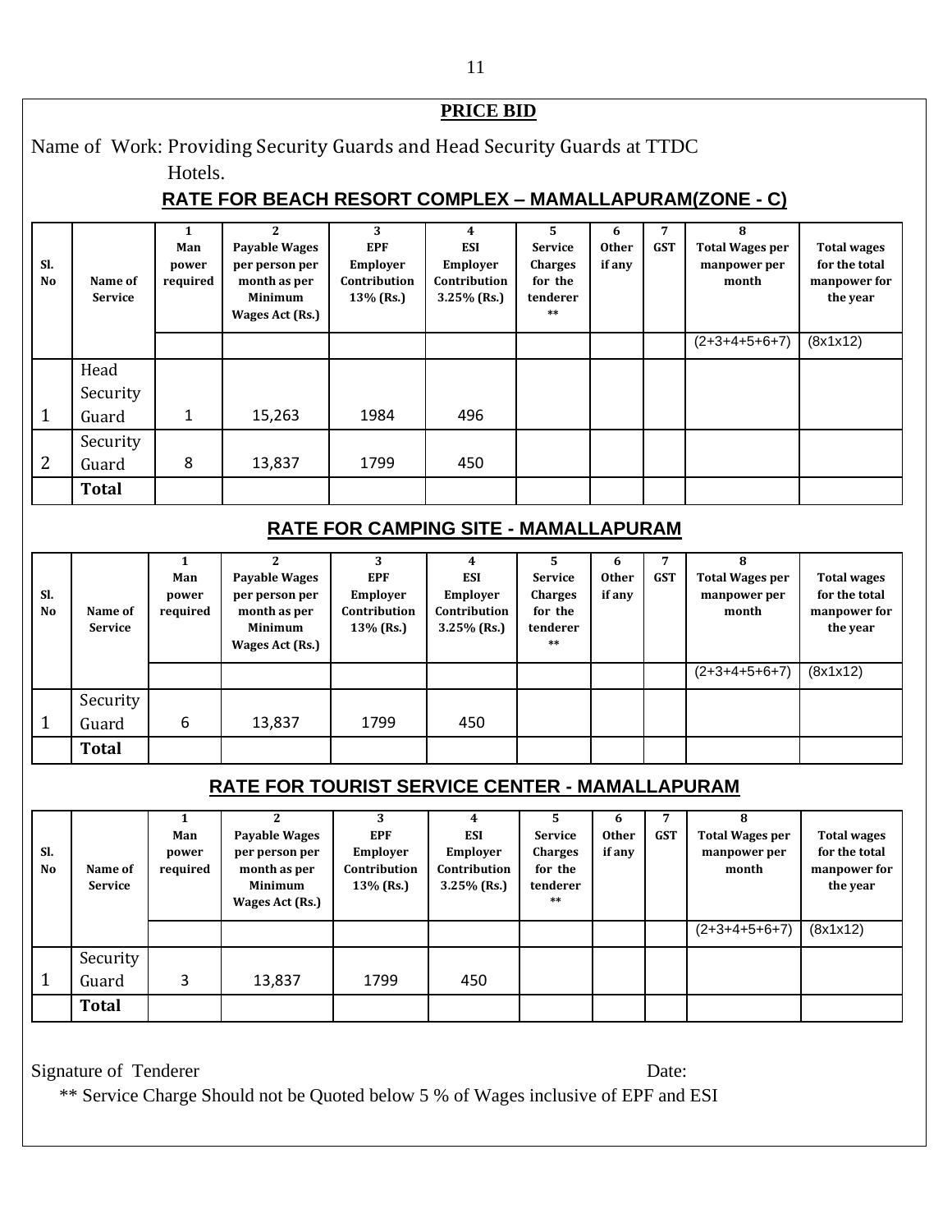## PRICE BID

Name of Work: Providing Security Guards and Head Security Guards at TTDC Hotels.

### RATE FOR BEACH RESORT COMPLEX – MAMALLAPURAM(ZONE - C)

| Sl. No | Name of Service | 1 Man power required | 2 Payable Wages per person per month as per Minimum Wages Act (Rs.) | 3 EPF Employer Contribution 13% (Rs.) | 4 ESI Employer Contribution 3.25% (Rs.) | 5 Service Charges for the tenderer ** | 6 Other if any | 7 GST | 8 Total Wages per manpower per month | Total wages for the total manpower for the year |
|---|---|---|---|---|---|---|---|---|---|---|
| | | | | | | | | | (2+3+4+5+6+7) | (8x1x12) |
| 1 | Head Security Guard | 1 | 15,263 | 1984 | 496 | | | | | |
| 2 | Security Guard | 8 | 13,837 | 1799 | 450 | | | | | |
| | **Total** | | | | | | | | | |

### RATE FOR CAMPING SITE - MAMALLAPURAM

| Sl. No | Name of Service | 1 Man power required | 2 Payable Wages per person per month as per Minimum Wages Act (Rs.) | 3 EPF Employer Contribution 13% (Rs.) | 4 ESI Employer Contribution 3.25% (Rs.) | 5 Service Charges for the tenderer ** | 6 Other if any | 7 GST | 8 Total Wages per manpower per month | Total wages for the total manpower for the year |
|---|---|---|---|---|---|---|---|---|---|---|
| | | | | | | | | | (2+3+4+5+6+7) | (8x1x12) |
| 1 | Security Guard | 6 | 13,837 | 1799 | 450 | | | | | |
| | **Total** | | | | | | | | | |

### RATE FOR TOURIST SERVICE CENTER - MAMALLAPURAM

| Sl. No | Name of Service | 1 Man power required | 2 Payable Wages per person per month as per Minimum Wages Act (Rs.) | 3 EPF Employer Contribution 13% (Rs.) | 4 ESI Employer Contribution 3.25% (Rs.) | 5 Service Charges for the tenderer ** | 6 Other if any | 7 GST | 8 Total Wages per manpower per month | Total wages for the total manpower for the year |
|---|---|---|---|---|---|---|---|---|---|---|
| | | | | | | | | | (2+3+4+5+6+7) | (8x1x12) |
| 1 | Security Guard | 3 | 13,837 | 1799 | 450 | | | | | |
| | **Total** | | | | | | | | | |

Signature of Tenderer Date:

** Service Charge Should not be Quoted below 5 % of Wages inclusive of EPF and ESI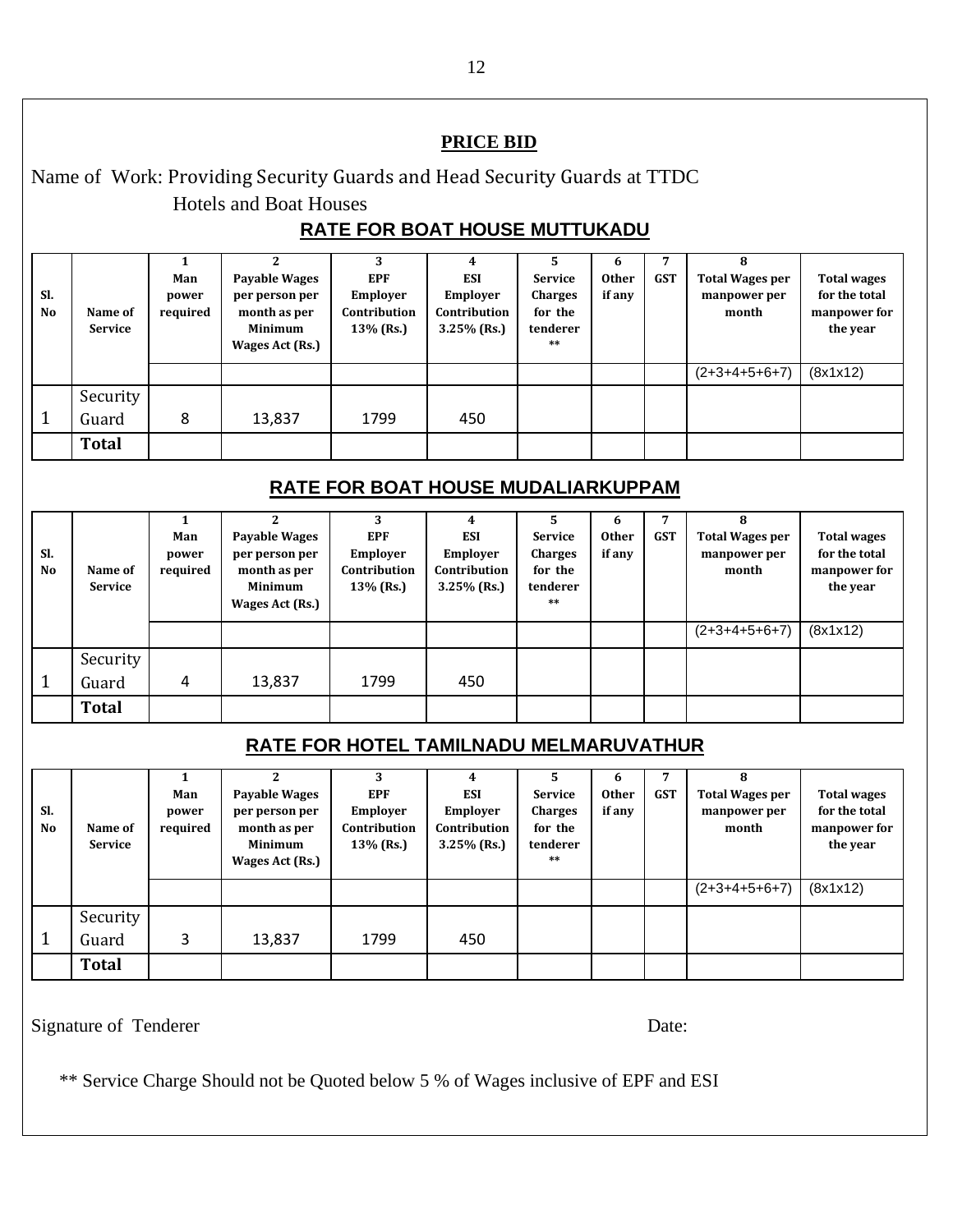## PRICE BID

Name of Work: Providing Security Guards and Head Security Guards at TTDC Hotels and Boat Houses

### RATE FOR BOAT HOUSE MUTTUKADU

| Sl. No | Name of Service | 1 Man power required | 2 Payable Wages per person per month as per Minimum Wages Act (Rs.) | 3 EPF Employer Contribution 13% (Rs.) | 4 ESI Employer Contribution 3.25% (Rs.) | 5 Service Charges for the tenderer ** | 6 Other if any | 7 GST | 8 Total Wages per manpower per month | Total wages for the total manpower for the year |
|---|---|---|---|---|---|---|---|---|---|---|
| | | | | | | | | | (2+3+4+5+6+7) | (8x1x12) |
| 1 | Security Guard | 8 | 13,837 | 1799 | 450 | | | | | |
| | **Total** | | | | | | | | | |

### RATE FOR BOAT HOUSE MUDALIARKUPPAM

| Sl. No | Name of Service | 1 Man power required | 2 Payable Wages per person per month as per Minimum Wages Act (Rs.) | 3 EPF Employer Contribution 13% (Rs.) | 4 ESI Employer Contribution 3.25% (Rs.) | 5 Service Charges for the tenderer ** | 6 Other if any | 7 GST | 8 Total Wages per manpower per month | Total wages for the total manpower for the year |
|---|---|---|---|---|---|---|---|---|---|---|
| | | | | | | | | | (2+3+4+5+6+7) | (8x1x12) |
| 1 | Security Guard | 4 | 13,837 | 1799 | 450 | | | | | |
| | **Total** | | | | | | | | | |

### RATE FOR HOTEL TAMILNADU MELMARUVATHUR

| Sl. No | Name of Service | 1 Man power required | 2 Payable Wages per person per month as per Minimum Wages Act (Rs.) | 3 EPF Employer Contribution 13% (Rs.) | 4 ESI Employer Contribution 3.25% (Rs.) | 5 Service Charges for the tenderer ** | 6 Other if any | 7 GST | 8 Total Wages per manpower per month | Total wages for the total manpower for the year |
|---|---|---|---|---|---|---|---|---|---|---|
| | | | | | | | | | (2+3+4+5+6+7) | (8x1x12) |
| 1 | Security Guard | 3 | 13,837 | 1799 | 450 | | | | | |
| | **Total** | | | | | | | | | |

Signature of Tenderer                                                                                    Date:

** Service Charge Should not be Quoted below 5 % of Wages inclusive of EPF and ESI